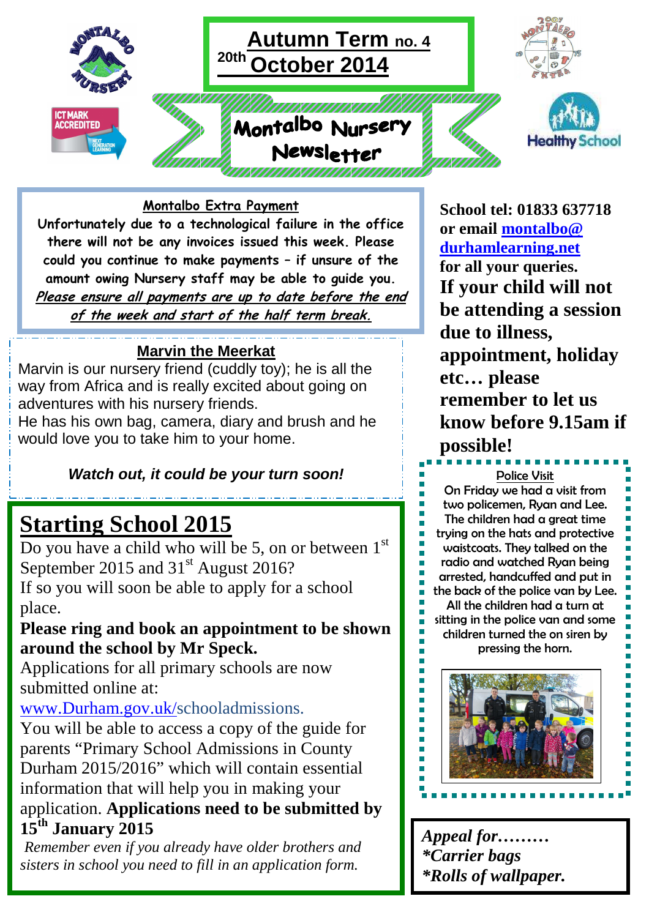# Autumn Term no. 4

20th October 2014

# Montalbo Nursery Newsletter

## Montalbo Extra Payment

**Unfortunately due to a technological failure in the office there will not be any invoices issued this week. Please could you continue to make payments – if unsure of the amount owing Nursery staff may be able to guide you.**

***Please ensure all payments are up to date before the end of the week and start of the half term break.***

## Marvin the Meerkat

Marvin is our nursery friend (cuddly toy); he is all the way from Africa and is really excited about going on adventures with his nursery friends.

He has his own bag, camera, diary and brush and he would love you to take him to your home.

***Watch out, it could be your turn soon!***

## Starting School 2015

Do you have a child who will be 5, on or between 1st September 2015 and 31st August 2016?

If so you will soon be able to apply for a school place.

**Please ring and book an appointment to be shown around the school by Mr Speck.**

Applications for all primary schools are now submitted online at:

www.Durham.gov.uk/schooladmissions.

You will be able to access a copy of the guide for parents "Primary School Admissions in County Durham 2015/2016" which will contain essential information that will help you in making your application. **Applications need to be submitted by 15th January 2015**

*Remember even if you already have older brothers and sisters in school you need to fill in an application form.*

**School tel: 01833 637718 or email montalbo@durhamlearning.net for all your queries.**

**If your child will not be attending a session due to illness, appointment, holiday etc… please remember to let us know before 9.15am if possible!**

## Police Visit

On Friday we had a visit from two policemen, Ryan and Lee. The children had a great time trying on the hats and protective waistcoats. They talked on the radio and watched Ryan being arrested, handcuffed and put in the back of the police van by Lee. All the children had a turn at sitting in the police van and some children turned the on siren by pressing the horn.

***Appeal for………***

****Carrier bags***

****Rolls of wallpaper.***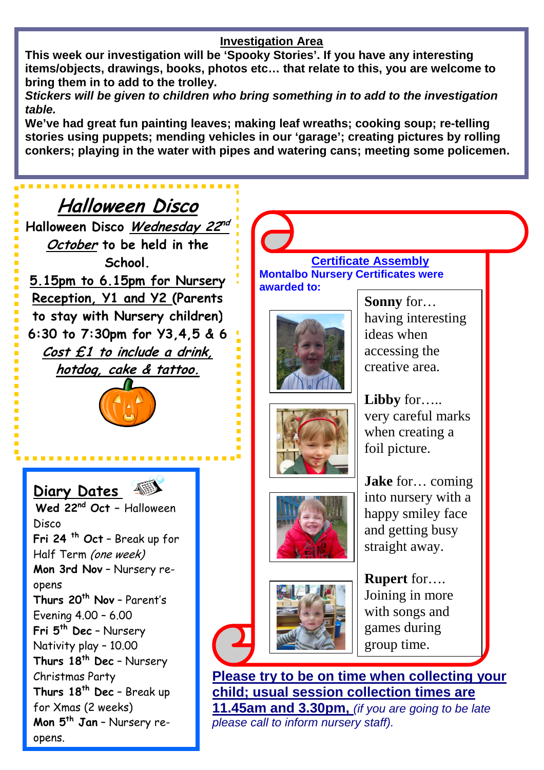## Investigation Area

**This week our investigation will be 'Spooky Stories'. If you have any interesting items/objects, drawings, books, photos etc… that relate to this, you are welcome to bring them in to add to the trolley.**

***Stickers will be given to children who bring something in to add to the investigation table.***

**We've had great fun painting leaves; making leaf wreaths; cooking soup; re-telling stories using puppets; mending vehicles in our 'garage'; creating pictures by rolling conkers; playing in the water with pipes and watering cans; meeting some policemen.**

## Halloween Disco

**Halloween Disco *Wednesday 22nd October* to be held in the School.**

**5.15pm to 6.15pm for Nursery Reception, Y1 and Y2 (Parents to stay with Nursery children)**

**6:30 to 7:30pm for Y3,4,5 & 6**

***Cost £1 to include a drink, hotdog, cake & tattoo.***

## Diary Dates

**Wed 22nd Oct** – Halloween Disco

**Fri 24 th Oct** – Break up for Half Term *(one week)*

**Mon 3rd Nov** – Nursery re-opens

**Thurs 20th Nov** – Parent's Evening 4.00 – 6.00

**Fri 5th Dec** – Nursery Nativity play – 10.00

**Thurs 18th Dec** – Nursery Christmas Party

**Thurs 18th Dec** – Break up for Xmas (2 weeks)

**Mon 5th Jan** – Nursery re-opens.

## Certificate Assembly

**Montalbo Nursery Certificates were awarded to:**

**Sonny** for… having interesting ideas when accessing the creative area.

**Libby** for….. very careful marks when creating a foil picture.

**Jake** for… coming into nursery with a happy smiley face and getting busy straight away.

**Rupert** for…. Joining in more with songs and games during group time.

**Please try to be on time when collecting your child; usual session collection times are 11.45am and 3.30pm,** *(if you are going to be late please call to inform nursery staff).*